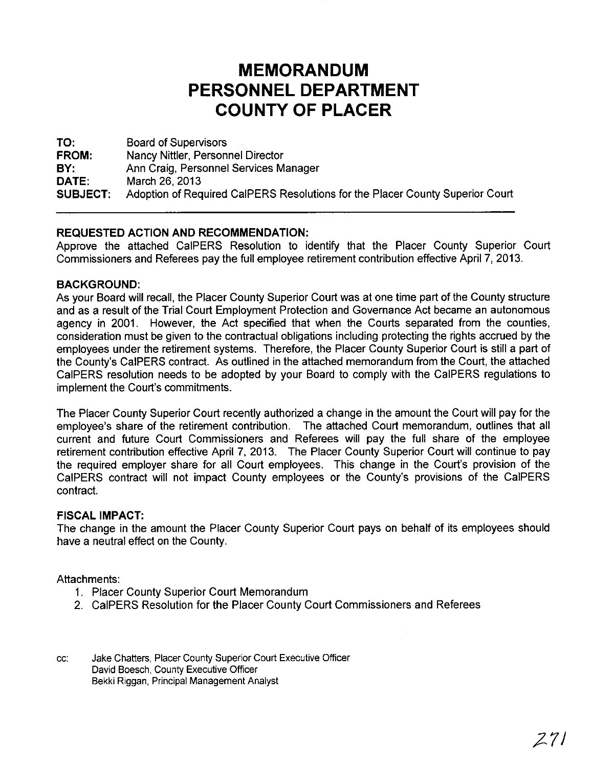# MEMORANDUM
# PERSONNEL DEPARTMENT
# COUNTY OF PLACER

**TO:** Board of Supervisors
**FROM:** Nancy Nittler, Personnel Director
**BY:** Ann Craig, Personnel Services Manager
**DATE:** March 26, 2013
**SUBJECT:** Adoption of Required CalPERS Resolutions for the Placer County Superior Court

---

**REQUESTED ACTION AND RECOMMENDATION:**

Approve the attached CalPERS Resolution to identify that the Placer County Superior Court Commissioners and Referees pay the full employee retirement contribution effective April 7, 2013.

**BACKGROUND:**

As your Board will recall, the Placer County Superior Court was at one time part of the County structure and as a result of the Trial Court Employment Protection and Governance Act became an autonomous agency in 2001. However, the Act specified that when the Courts separated from the counties, consideration must be given to the contractual obligations including protecting the rights accrued by the employees under the retirement systems. Therefore, the Placer County Superior Court is still a part of the County's CalPERS contract. As outlined in the attached memorandum from the Court, the attached CalPERS resolution needs to be adopted by your Board to comply with the CalPERS regulations to implement the Court's commitments.

The Placer County Superior Court recently authorized a change in the amount the Court will pay for the employee's share of the retirement contribution. The attached Court memorandum, outlines that all current and future Court Commissioners and Referees will pay the full share of the employee retirement contribution effective April 7, 2013. The Placer County Superior Court will continue to pay the required employer share for all Court employees. This change in the Court's provision of the CalPERS contract will not impact County employees or the County's provisions of the CalPERS contract.

**FISCAL IMPACT:**

The change in the amount the Placer County Superior Court pays on behalf of its employees should have a neutral effect on the County.

Attachments:

1. Placer County Superior Court Memorandum
2. CalPERS Resolution for the Placer County Court Commissioners and Referees

cc: Jake Chatters, Placer County Superior Court Executive Officer
David Boesch, County Executive Officer
Bekki Riggan, Principal Management Analyst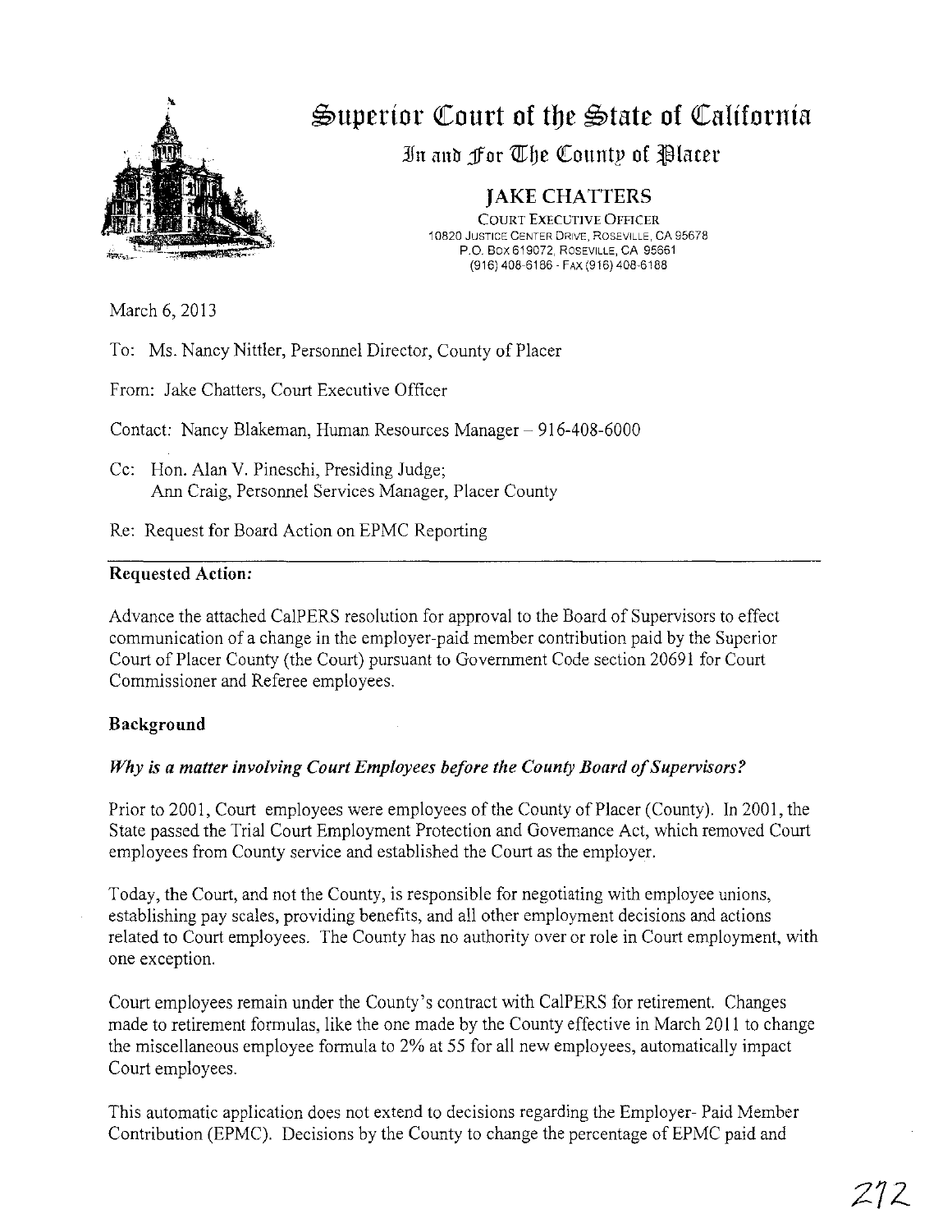# Superior Court of the State of California

## In and For The County of Placer

### JAKE CHATTERS

COURT EXECUTIVE OFFICER
10820 JUSTICE CENTER DRIVE, ROSEVILLE, CA 95678
P.O. BOX 619072, ROSEVILLE, CA 95661
(916) 408-6186 - FAX (916) 408-6188

March 6, 2013

To: Ms. Nancy Nittler, Personnel Director, County of Placer

From: Jake Chatters, Court Executive Officer

Contact: Nancy Blakeman, Human Resources Manager – 916-408-6000

Cc: Hon. Alan V. Pineschi, Presiding Judge;
Ann Craig, Personnel Services Manager, Placer County

Re: Request for Board Action on EPMC Reporting

---

**Requested Action:**

Advance the attached CalPERS resolution for approval to the Board of Supervisors to effect communication of a change in the employer-paid member contribution paid by the Superior Court of Placer County (the Court) pursuant to Government Code section 20691 for Court Commissioner and Referee employees.

**Background**

***Why is a matter involving Court Employees before the County Board of Supervisors?***

Prior to 2001, Court employees were employees of the County of Placer (County). In 2001, the State passed the Trial Court Employment Protection and Governance Act, which removed Court employees from County service and established the Court as the employer.

Today, the Court, and not the County, is responsible for negotiating with employee unions, establishing pay scales, providing benefits, and all other employment decisions and actions related to Court employees. The County has no authority over or role in Court employment, with one exception.

Court employees remain under the County's contract with CalPERS for retirement. Changes made to retirement formulas, like the one made by the County effective in March 2011 to change the miscellaneous employee formula to 2% at 55 for all new employees, automatically impact Court employees.

This automatic application does not extend to decisions regarding the Employer- Paid Member Contribution (EPMC). Decisions by the County to change the percentage of EPMC paid and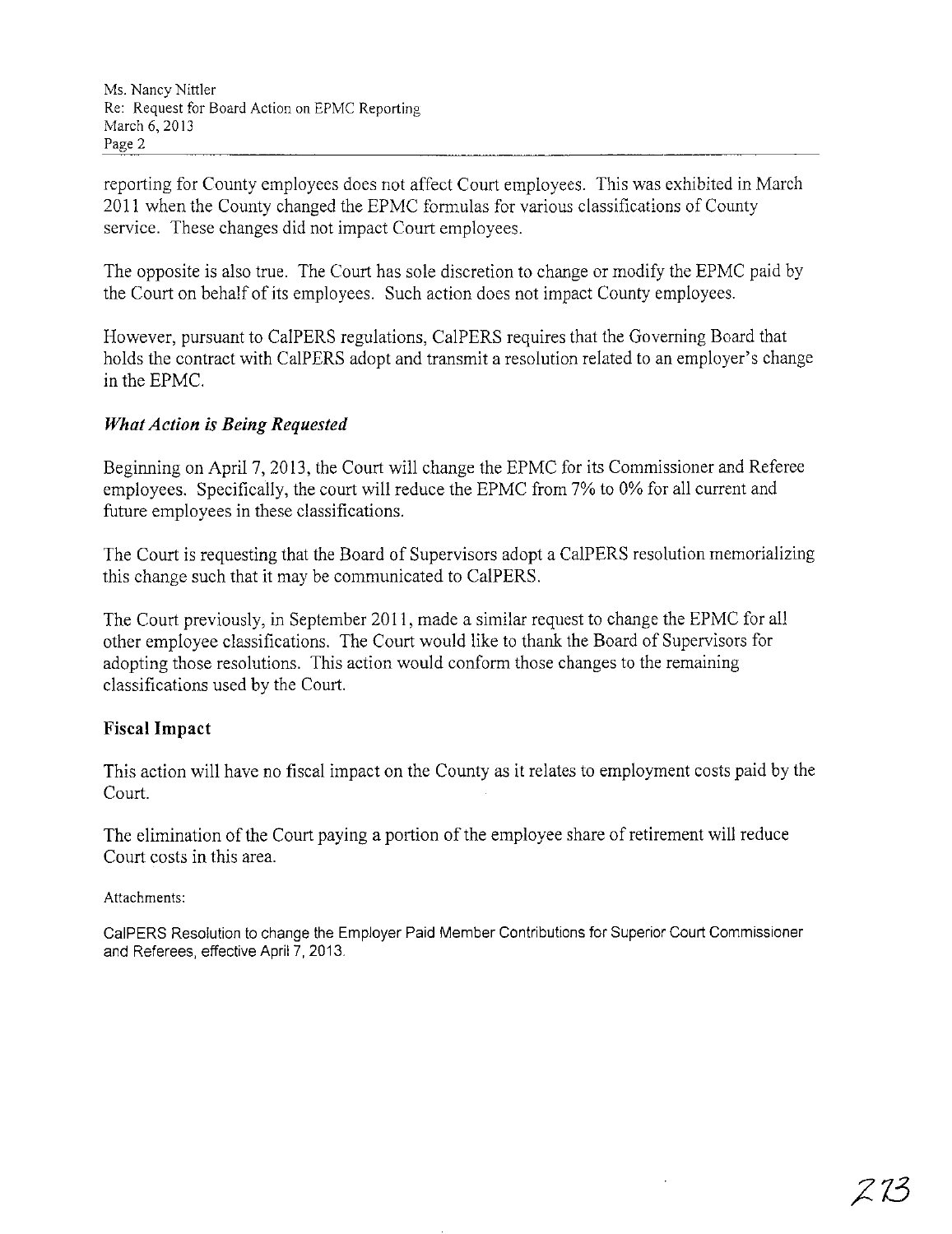reporting for County employees does not affect Court employees. This was exhibited in March 2011 when the County changed the EPMC formulas for various classifications of County service. These changes did not impact Court employees.

The opposite is also true. The Court has sole discretion to change or modify the EPMC paid by the Court on behalf of its employees. Such action does not impact County employees.

However, pursuant to CalPERS regulations, CalPERS requires that the Governing Board that holds the contract with CalPERS adopt and transmit a resolution related to an employer's change in the EPMC.

### *What Action is Being Requested*

Beginning on April 7, 2013, the Court will change the EPMC for its Commissioner and Referee employees. Specifically, the court will reduce the EPMC from 7% to 0% for all current and future employees in these classifications.

The Court is requesting that the Board of Supervisors adopt a CalPERS resolution memorializing this change such that it may be communicated to CalPERS.

The Court previously, in September 2011, made a similar request to change the EPMC for all other employee classifications. The Court would like to thank the Board of Supervisors for adopting those resolutions. This action would conform those changes to the remaining classifications used by the Court.

### **Fiscal Impact**

This action will have no fiscal impact on the County as it relates to employment costs paid by the Court.

The elimination of the Court paying a portion of the employee share of retirement will reduce Court costs in this area.

Attachments:

CalPERS Resolution to change the Employer Paid Member Contributions for Superior Court Commissioner and Referees, effective April 7, 2013.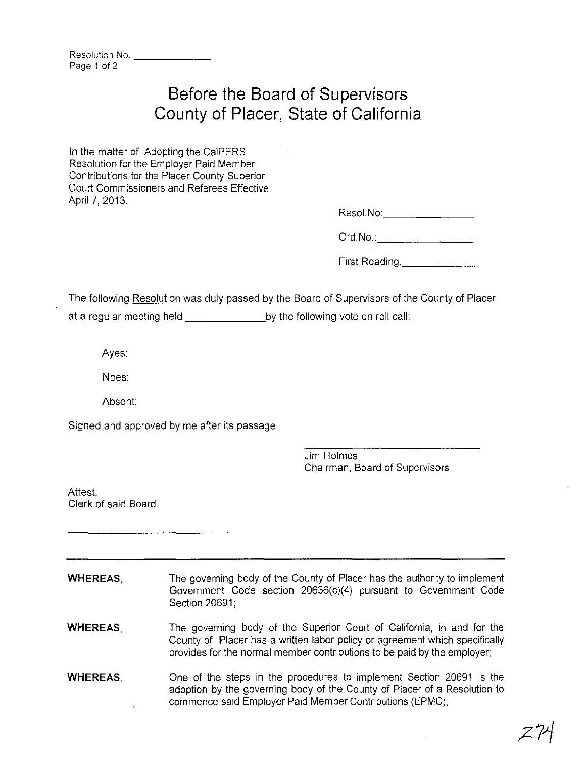Resolution No. _______________

# Before the Board of Supervisors
# County of Placer, State of California

In the matter of: Adopting the CalPERS Resolution for the Employer Paid Member Contributions for the Placer County Superior Court Commissioners and Referees Effective April 7, 2013.

Resol.No: _______________

Ord.No.: _______________

First Reading: _______________

The following Resolution was duly passed by the Board of Supervisors of the County of Placer at a regular meeting held _______________ by the following vote on roll call:

Ayes:

Noes:

Absent:

Signed and approved by me after its passage.

_______________________________
Jim Holmes,
Chairman, Board of Supervisors

Attest:
Clerk of said Board

_______________________________

---

**WHEREAS,** The governing body of the County of Placer has the authority to implement Government Code section 20636(c)(4) pursuant to Government Code Section 20691;

**WHEREAS,** The governing body of the Superior Court of California, in and for the County of Placer has a written labor policy or agreement which specifically provides for the normal member contributions to be paid by the employer;

**WHEREAS,** One of the steps in the procedures to implement Section 20691 is the adoption by the governing body of the County of Placer of a Resolution to commence said Employer Paid Member Contributions (EPMC);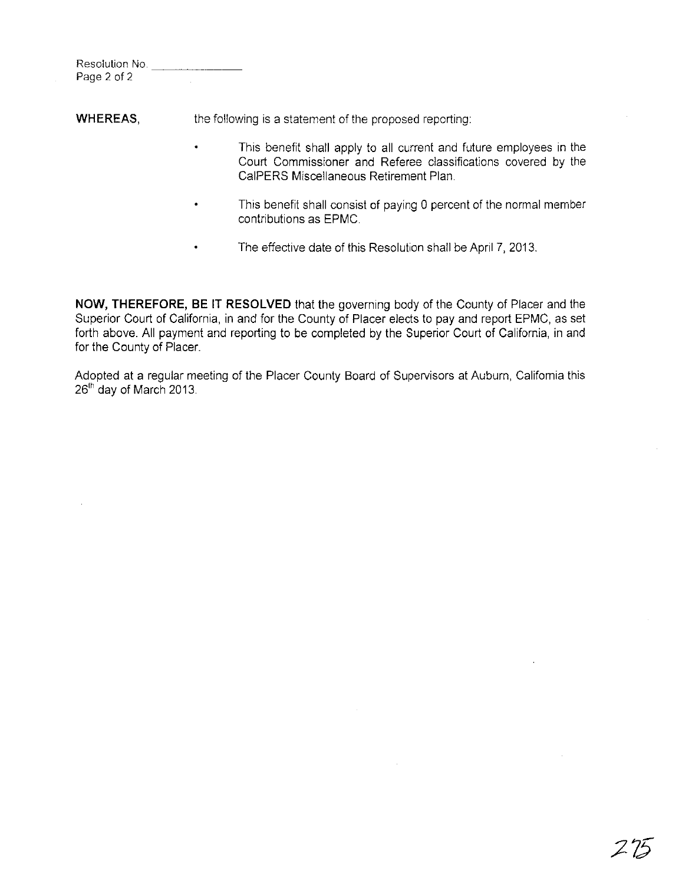Resolution No. ______________

**WHEREAS,** the following is a statement of the proposed reporting:

- This benefit shall apply to all current and future employees in the Court Commissioner and Referee classifications covered by the CalPERS Miscellaneous Retirement Plan.
- This benefit shall consist of paying 0 percent of the normal member contributions as EPMC.
- The effective date of this Resolution shall be April 7, 2013.

**NOW, THEREFORE, BE IT RESOLVED** that the governing body of the County of Placer and the Superior Court of California, in and for the County of Placer elects to pay and report EPMC, as set forth above. All payment and reporting to be completed by the Superior Court of California, in and for the County of Placer.

Adopted at a regular meeting of the Placer County Board of Supervisors at Auburn, California this 26th day of March 2013.